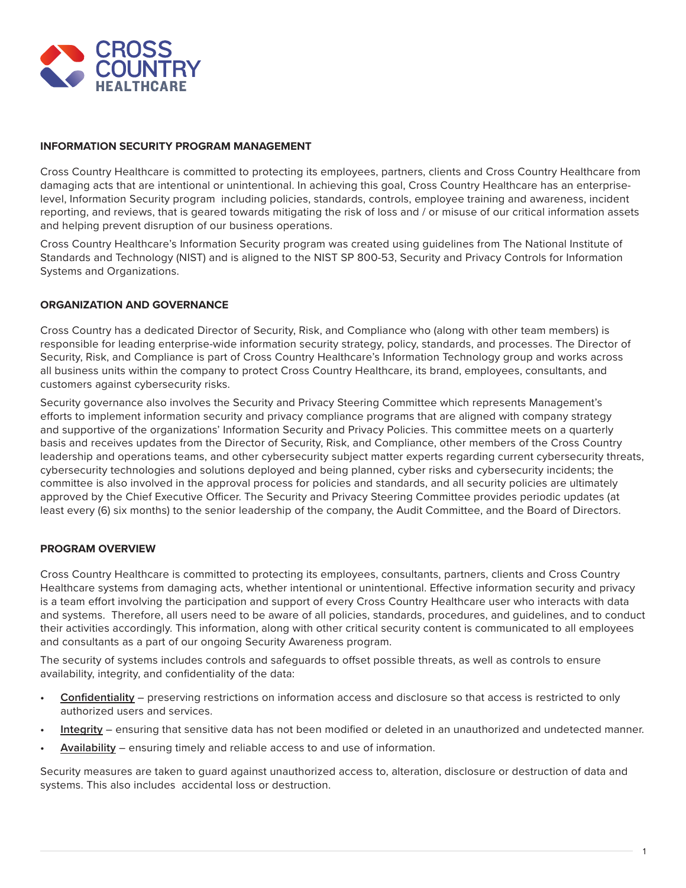## INFORMATION SECURITY PROGRAM MANAGEMENT

Cross Country Healthcare is committed to protecting its employees, partners, clients and Cross Country Healthcare from damaging acts that are intentional or unintentional. In achieving this goal, Cross Country Healthcare has an enterprise-level, Information Security program including policies, standards, controls, employee training and awareness, incident reporting, and reviews, that is geared towards mitigating the risk of loss and / or misuse of our critical information assets and helping prevent disruption of our business operations.

Cross Country Healthcare's Information Security program was created using guidelines from The National Institute of Standards and Technology (NIST) and is aligned to the NIST SP 800-53, Security and Privacy Controls for Information Systems and Organizations.

## ORGANIZATION AND GOVERNANCE

Cross Country has a dedicated Director of Security, Risk, and Compliance who (along with other team members) is responsible for leading enterprise-wide information security strategy, policy, standards, and processes. The Director of Security, Risk, and Compliance is part of Cross Country Healthcare's Information Technology group and works across all business units within the company to protect Cross Country Healthcare, its brand, employees, consultants, and customers against cybersecurity risks.

Security governance also involves the Security and Privacy Steering Committee which represents Management's efforts to implement information security and privacy compliance programs that are aligned with company strategy and supportive of the organizations' Information Security and Privacy Policies. This committee meets on a quarterly basis and receives updates from the Director of Security, Risk, and Compliance, other members of the Cross Country leadership and operations teams, and other cybersecurity subject matter experts regarding current cybersecurity threats, cybersecurity technologies and solutions deployed and being planned, cyber risks and cybersecurity incidents; the committee is also involved in the approval process for policies and standards, and all security policies are ultimately approved by the Chief Executive Officer. The Security and Privacy Steering Committee provides periodic updates (at least every (6) six months) to the senior leadership of the company, the Audit Committee, and the Board of Directors.

## PROGRAM OVERVIEW

Cross Country Healthcare is committed to protecting its employees, consultants, partners, clients and Cross Country Healthcare systems from damaging acts, whether intentional or unintentional. Effective information security and privacy is a team effort involving the participation and support of every Cross Country Healthcare user who interacts with data and systems. Therefore, all users need to be aware of all policies, standards, procedures, and guidelines, and to conduct their activities accordingly. This information, along with other critical security content is communicated to all employees and consultants as a part of our ongoing Security Awareness program.

The security of systems includes controls and safeguards to offset possible threats, as well as controls to ensure availability, integrity, and confidentiality of the data:

- **Confidentiality** – preserving restrictions on information access and disclosure so that access is restricted to only authorized users and services.
- **Integrity** – ensuring that sensitive data has not been modified or deleted in an unauthorized and undetected manner.
- **Availability** – ensuring timely and reliable access to and use of information.

Security measures are taken to guard against unauthorized access to, alteration, disclosure or destruction of data and systems. This also includes accidental loss or destruction.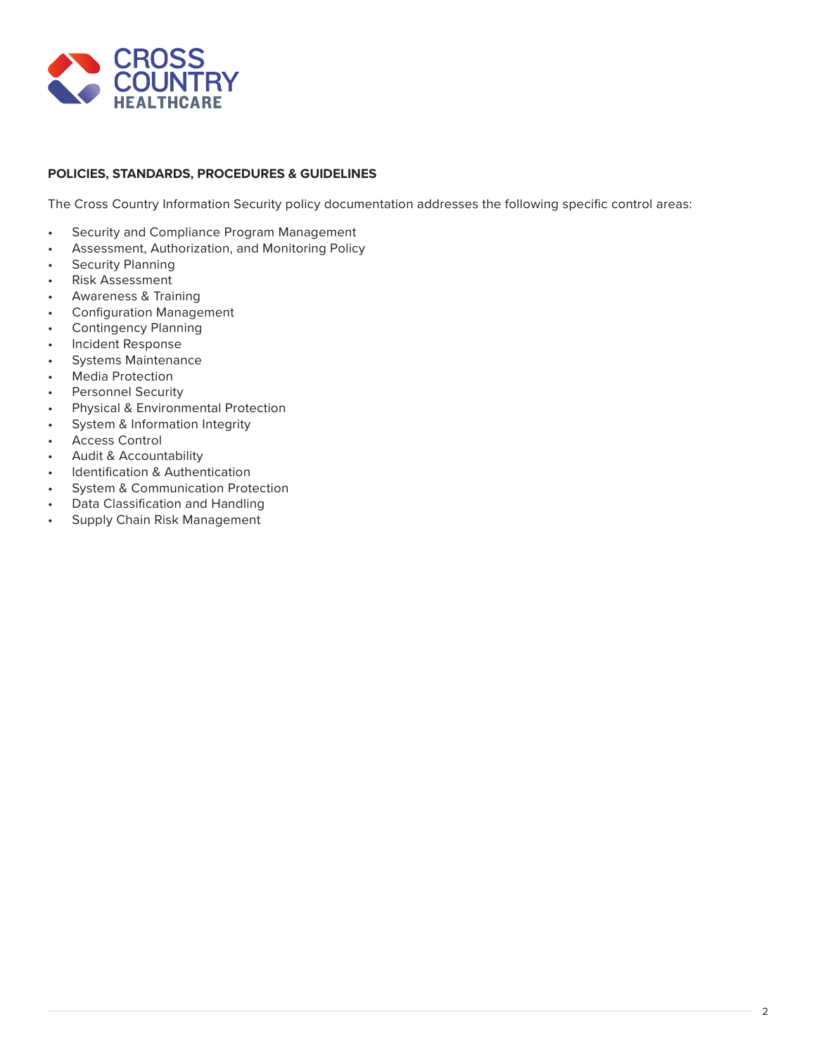## POLICIES, STANDARDS, PROCEDURES & GUIDELINES

The Cross Country Information Security policy documentation addresses the following specific control areas:

- Security and Compliance Program Management
- Assessment, Authorization, and Monitoring Policy
- Security Planning
- Risk Assessment
- Awareness & Training
- Configuration Management
- Contingency Planning
- Incident Response
- Systems Maintenance
- Media Protection
- Personnel Security
- Physical & Environmental Protection
- System & Information Integrity
- Access Control
- Audit & Accountability
- Identification & Authentication
- System & Communication Protection
- Data Classification and Handling
- Supply Chain Risk Management